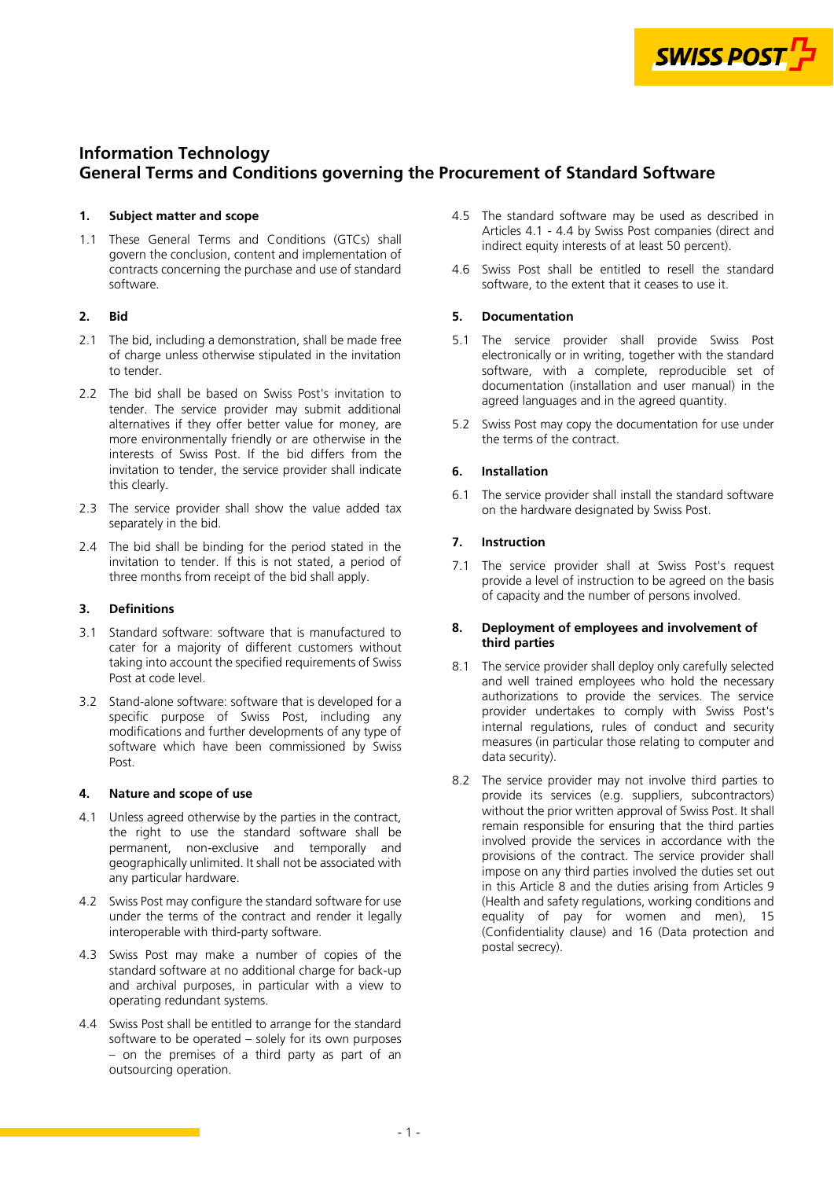# Information Technology
# General Terms and Conditions governing the Procurement of Standard Software

## 1. Subject matter and scope

1.1 These General Terms and Conditions (GTCs) shall govern the conclusion, content and implementation of contracts concerning the purchase and use of standard software.

## 2. Bid

2.1 The bid, including a demonstration, shall be made free of charge unless otherwise stipulated in the invitation to tender.

2.2 The bid shall be based on Swiss Post's invitation to tender. The service provider may submit additional alternatives if they offer better value for money, are more environmentally friendly or are otherwise in the interests of Swiss Post. If the bid differs from the invitation to tender, the service provider shall indicate this clearly.

2.3 The service provider shall show the value added tax separately in the bid.

2.4 The bid shall be binding for the period stated in the invitation to tender. If this is not stated, a period of three months from receipt of the bid shall apply.

## 3. Definitions

3.1 Standard software: software that is manufactured to cater for a majority of different customers without taking into account the specified requirements of Swiss Post at code level.

3.2 Stand-alone software: software that is developed for a specific purpose of Swiss Post, including any modifications and further developments of any type of software which have been commissioned by Swiss Post.

## 4. Nature and scope of use

4.1 Unless agreed otherwise by the parties in the contract, the right to use the standard software shall be permanent, non-exclusive and temporally and geographically unlimited. It shall not be associated with any particular hardware.

4.2 Swiss Post may configure the standard software for use under the terms of the contract and render it legally interoperable with third-party software.

4.3 Swiss Post may make a number of copies of the standard software at no additional charge for back-up and archival purposes, in particular with a view to operating redundant systems.

4.4 Swiss Post shall be entitled to arrange for the standard software to be operated – solely for its own purposes – on the premises of a third party as part of an outsourcing operation.

4.5 The standard software may be used as described in Articles 4.1 - 4.4 by Swiss Post companies (direct and indirect equity interests of at least 50 percent).

4.6 Swiss Post shall be entitled to resell the standard software, to the extent that it ceases to use it.

## 5. Documentation

5.1 The service provider shall provide Swiss Post electronically or in writing, together with the standard software, with a complete, reproducible set of documentation (installation and user manual) in the agreed languages and in the agreed quantity.

5.2 Swiss Post may copy the documentation for use under the terms of the contract.

## 6. Installation

6.1 The service provider shall install the standard software on the hardware designated by Swiss Post.

## 7. Instruction

7.1 The service provider shall at Swiss Post's request provide a level of instruction to be agreed on the basis of capacity and the number of persons involved.

## 8. Deployment of employees and involvement of third parties

8.1 The service provider shall deploy only carefully selected and well trained employees who hold the necessary authorizations to provide the services. The service provider undertakes to comply with Swiss Post's internal regulations, rules of conduct and security measures (in particular those relating to computer and data security).

8.2 The service provider may not involve third parties to provide its services (e.g. suppliers, subcontractors) without the prior written approval of Swiss Post. It shall remain responsible for ensuring that the third parties involved provide the services in accordance with the provisions of the contract. The service provider shall impose on any third parties involved the duties set out in this Article 8 and the duties arising from Articles 9 (Health and safety regulations, working conditions and equality of pay for women and men), 15 (Confidentiality clause) and 16 (Data protection and postal secrecy).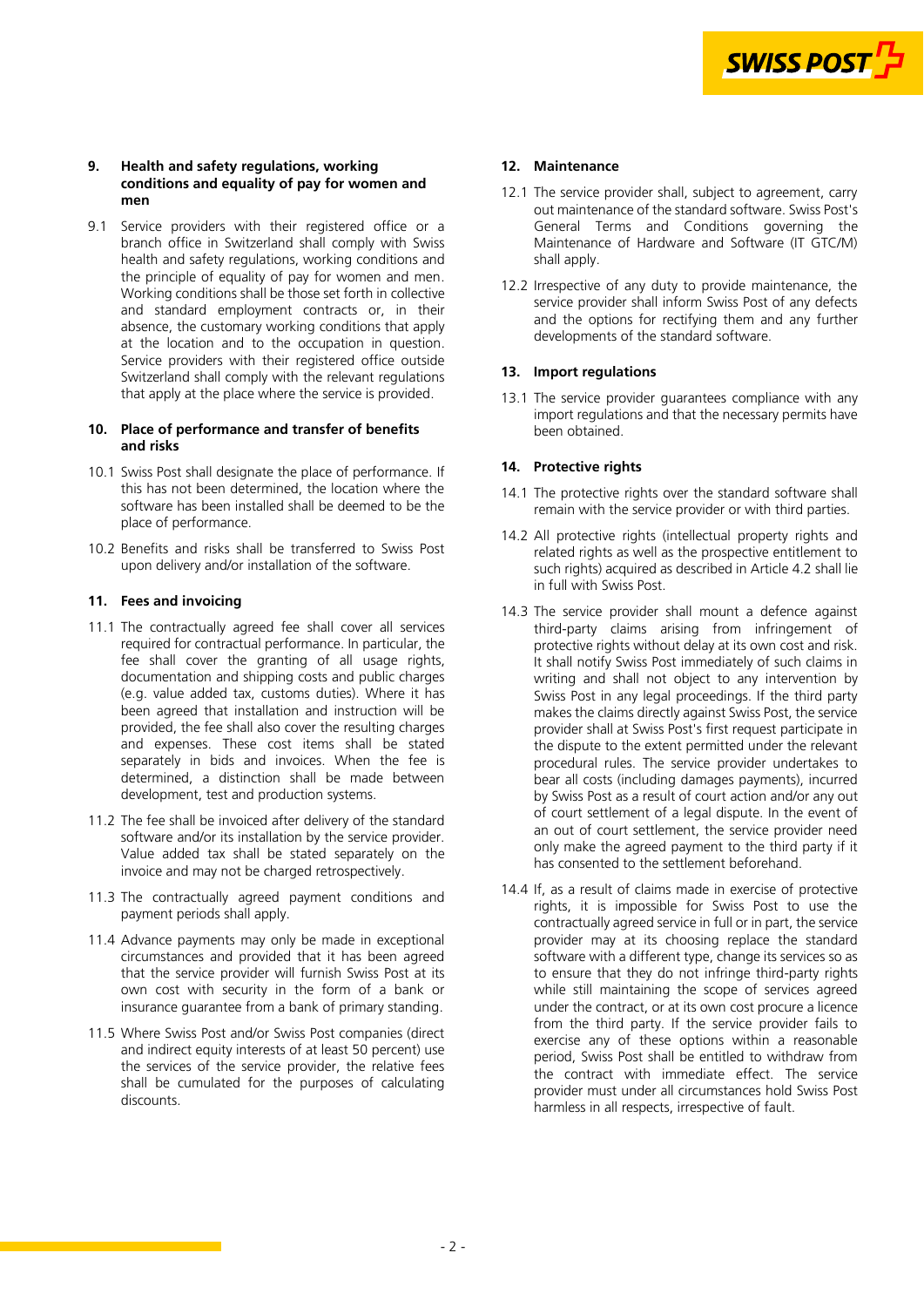## 9. Health and safety regulations, working conditions and equality of pay for women and men

9.1 Service providers with their registered office or a branch office in Switzerland shall comply with Swiss health and safety regulations, working conditions and the principle of equality of pay for women and men. Working conditions shall be those set forth in collective and standard employment contracts or, in their absence, the customary working conditions that apply at the location and to the occupation in question. Service providers with their registered office outside Switzerland shall comply with the relevant regulations that apply at the place where the service is provided.

## 10. Place of performance and transfer of benefits and risks

10.1 Swiss Post shall designate the place of performance. If this has not been determined, the location where the software has been installed shall be deemed to be the place of performance.

10.2 Benefits and risks shall be transferred to Swiss Post upon delivery and/or installation of the software.

## 11. Fees and invoicing

11.1 The contractually agreed fee shall cover all services required for contractual performance. In particular, the fee shall cover the granting of all usage rights, documentation and shipping costs and public charges (e.g. value added tax, customs duties). Where it has been agreed that installation and instruction will be provided, the fee shall also cover the resulting charges and expenses. These cost items shall be stated separately in bids and invoices. When the fee is determined, a distinction shall be made between development, test and production systems.

11.2 The fee shall be invoiced after delivery of the standard software and/or its installation by the service provider. Value added tax shall be stated separately on the invoice and may not be charged retrospectively.

11.3 The contractually agreed payment conditions and payment periods shall apply.

11.4 Advance payments may only be made in exceptional circumstances and provided that it has been agreed that the service provider will furnish Swiss Post at its own cost with security in the form of a bank or insurance guarantee from a bank of primary standing.

11.5 Where Swiss Post and/or Swiss Post companies (direct and indirect equity interests of at least 50 percent) use the services of the service provider, the relative fees shall be cumulated for the purposes of calculating discounts.

## 12. Maintenance

12.1 The service provider shall, subject to agreement, carry out maintenance of the standard software. Swiss Post's General Terms and Conditions governing the Maintenance of Hardware and Software (IT GTC/M) shall apply.

12.2 Irrespective of any duty to provide maintenance, the service provider shall inform Swiss Post of any defects and the options for rectifying them and any further developments of the standard software.

## 13. Import regulations

13.1 The service provider guarantees compliance with any import regulations and that the necessary permits have been obtained.

## 14. Protective rights

14.1 The protective rights over the standard software shall remain with the service provider or with third parties.

14.2 All protective rights (intellectual property rights and related rights as well as the prospective entitlement to such rights) acquired as described in Article 4.2 shall lie in full with Swiss Post.

14.3 The service provider shall mount a defence against third-party claims arising from infringement of protective rights without delay at its own cost and risk. It shall notify Swiss Post immediately of such claims in writing and shall not object to any intervention by Swiss Post in any legal proceedings. If the third party makes the claims directly against Swiss Post, the service provider shall at Swiss Post's first request participate in the dispute to the extent permitted under the relevant procedural rules. The service provider undertakes to bear all costs (including damages payments), incurred by Swiss Post as a result of court action and/or any out of court settlement of a legal dispute. In the event of an out of court settlement, the service provider need only make the agreed payment to the third party if it has consented to the settlement beforehand.

14.4 If, as a result of claims made in exercise of protective rights, it is impossible for Swiss Post to use the contractually agreed service in full or in part, the service provider may at its choosing replace the standard software with a different type, change its services so as to ensure that they do not infringe third-party rights while still maintaining the scope of services agreed under the contract, or at its own cost procure a licence from the third party. If the service provider fails to exercise any of these options within a reasonable period, Swiss Post shall be entitled to withdraw from the contract with immediate effect. The service provider must under all circumstances hold Swiss Post harmless in all respects, irrespective of fault.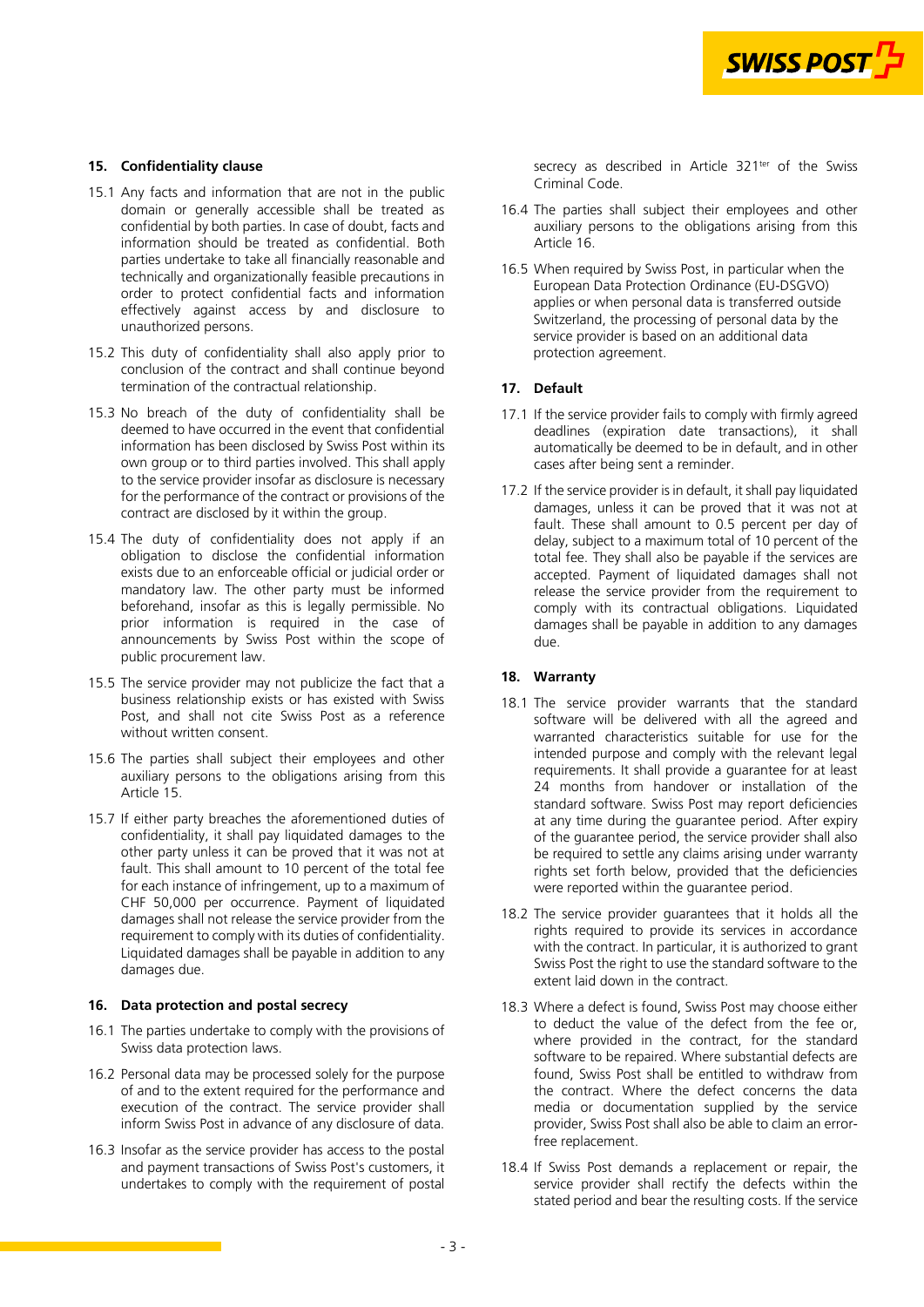## 15. Confidentiality clause

15.1 Any facts and information that are not in the public domain or generally accessible shall be treated as confidential by both parties. In case of doubt, facts and information should be treated as confidential. Both parties undertake to take all financially reasonable and technically and organizationally feasible precautions in order to protect confidential facts and information effectively against access by and disclosure to unauthorized persons.

15.2 This duty of confidentiality shall also apply prior to conclusion of the contract and shall continue beyond termination of the contractual relationship.

15.3 No breach of the duty of confidentiality shall be deemed to have occurred in the event that confidential information has been disclosed by Swiss Post within its own group or to third parties involved. This shall apply to the service provider insofar as disclosure is necessary for the performance of the contract or provisions of the contract are disclosed by it within the group.

15.4 The duty of confidentiality does not apply if an obligation to disclose the confidential information exists due to an enforceable official or judicial order or mandatory law. The other party must be informed beforehand, insofar as this is legally permissible. No prior information is required in the case of announcements by Swiss Post within the scope of public procurement law.

15.5 The service provider may not publicize the fact that a business relationship exists or has existed with Swiss Post, and shall not cite Swiss Post as a reference without written consent.

15.6 The parties shall subject their employees and other auxiliary persons to the obligations arising from this Article 15.

15.7 If either party breaches the aforementioned duties of confidentiality, it shall pay liquidated damages to the other party unless it can be proved that it was not at fault. This shall amount to 10 percent of the total fee for each instance of infringement, up to a maximum of CHF 50,000 per occurrence. Payment of liquidated damages shall not release the service provider from the requirement to comply with its duties of confidentiality. Liquidated damages shall be payable in addition to any damages due.

## 16. Data protection and postal secrecy

16.1 The parties undertake to comply with the provisions of Swiss data protection laws.

16.2 Personal data may be processed solely for the purpose of and to the extent required for the performance and execution of the contract. The service provider shall inform Swiss Post in advance of any disclosure of data.

16.3 Insofar as the service provider has access to the postal and payment transactions of Swiss Post's customers, it undertakes to comply with the requirement of postal secrecy as described in Article 321ter of the Swiss Criminal Code.

16.4 The parties shall subject their employees and other auxiliary persons to the obligations arising from this Article 16.

16.5 When required by Swiss Post, in particular when the European Data Protection Ordinance (EU-DSGVO) applies or when personal data is transferred outside Switzerland, the processing of personal data by the service provider is based on an additional data protection agreement.

## 17. Default

17.1 If the service provider fails to comply with firmly agreed deadlines (expiration date transactions), it shall automatically be deemed to be in default, and in other cases after being sent a reminder.

17.2 If the service provider is in default, it shall pay liquidated damages, unless it can be proved that it was not at fault. These shall amount to 0.5 percent per day of delay, subject to a maximum total of 10 percent of the total fee. They shall also be payable if the services are accepted. Payment of liquidated damages shall not release the service provider from the requirement to comply with its contractual obligations. Liquidated damages shall be payable in addition to any damages due.

## 18. Warranty

18.1 The service provider warrants that the standard software will be delivered with all the agreed and warranted characteristics suitable for use for the intended purpose and comply with the relevant legal requirements. It shall provide a guarantee for at least 24 months from handover or installation of the standard software. Swiss Post may report deficiencies at any time during the guarantee period. After expiry of the guarantee period, the service provider shall also be required to settle any claims arising under warranty rights set forth below, provided that the deficiencies were reported within the guarantee period.

18.2 The service provider guarantees that it holds all the rights required to provide its services in accordance with the contract. In particular, it is authorized to grant Swiss Post the right to use the standard software to the extent laid down in the contract.

18.3 Where a defect is found, Swiss Post may choose either to deduct the value of the defect from the fee or, where provided in the contract, for the standard software to be repaired. Where substantial defects are found, Swiss Post shall be entitled to withdraw from the contract. Where the defect concerns the data media or documentation supplied by the service provider, Swiss Post shall also be able to claim an error-free replacement.

18.4 If Swiss Post demands a replacement or repair, the service provider shall rectify the defects within the stated period and bear the resulting costs. If the service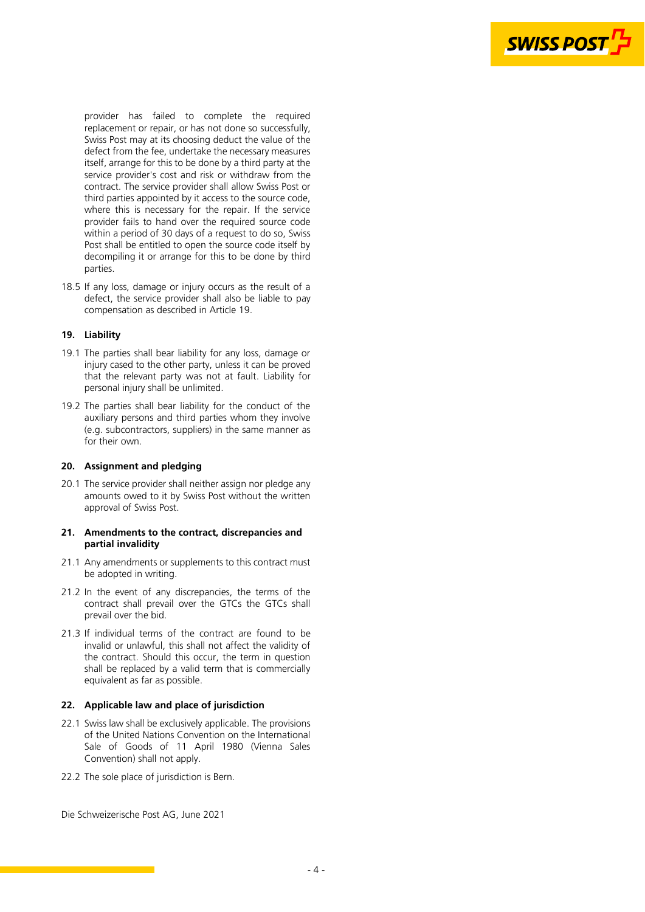provider has failed to complete the required replacement or repair, or has not done so successfully, Swiss Post may at its choosing deduct the value of the defect from the fee, undertake the necessary measures itself, arrange for this to be done by a third party at the service provider's cost and risk or withdraw from the contract. The service provider shall allow Swiss Post or third parties appointed by it access to the source code, where this is necessary for the repair. If the service provider fails to hand over the required source code within a period of 30 days of a request to do so, Swiss Post shall be entitled to open the source code itself by decompiling it or arrange for this to be done by third parties.

18.5 If any loss, damage or injury occurs as the result of a defect, the service provider shall also be liable to pay compensation as described in Article 19.

## 19. Liability

19.1 The parties shall bear liability for any loss, damage or injury cased to the other party, unless it can be proved that the relevant party was not at fault. Liability for personal injury shall be unlimited.

19.2 The parties shall bear liability for the conduct of the auxiliary persons and third parties whom they involve (e.g. subcontractors, suppliers) in the same manner as for their own.

## 20. Assignment and pledging

20.1 The service provider shall neither assign nor pledge any amounts owed to it by Swiss Post without the written approval of Swiss Post.

## 21. Amendments to the contract, discrepancies and partial invalidity

21.1 Any amendments or supplements to this contract must be adopted in writing.

21.2 In the event of any discrepancies, the terms of the contract shall prevail over the GTCs the GTCs shall prevail over the bid.

21.3 If individual terms of the contract are found to be invalid or unlawful, this shall not affect the validity of the contract. Should this occur, the term in question shall be replaced by a valid term that is commercially equivalent as far as possible.

## 22. Applicable law and place of jurisdiction

22.1 Swiss law shall be exclusively applicable. The provisions of the United Nations Convention on the International Sale of Goods of 11 April 1980 (Vienna Sales Convention) shall not apply.

22.2 The sole place of jurisdiction is Bern.

Die Schweizerische Post AG, June 2021